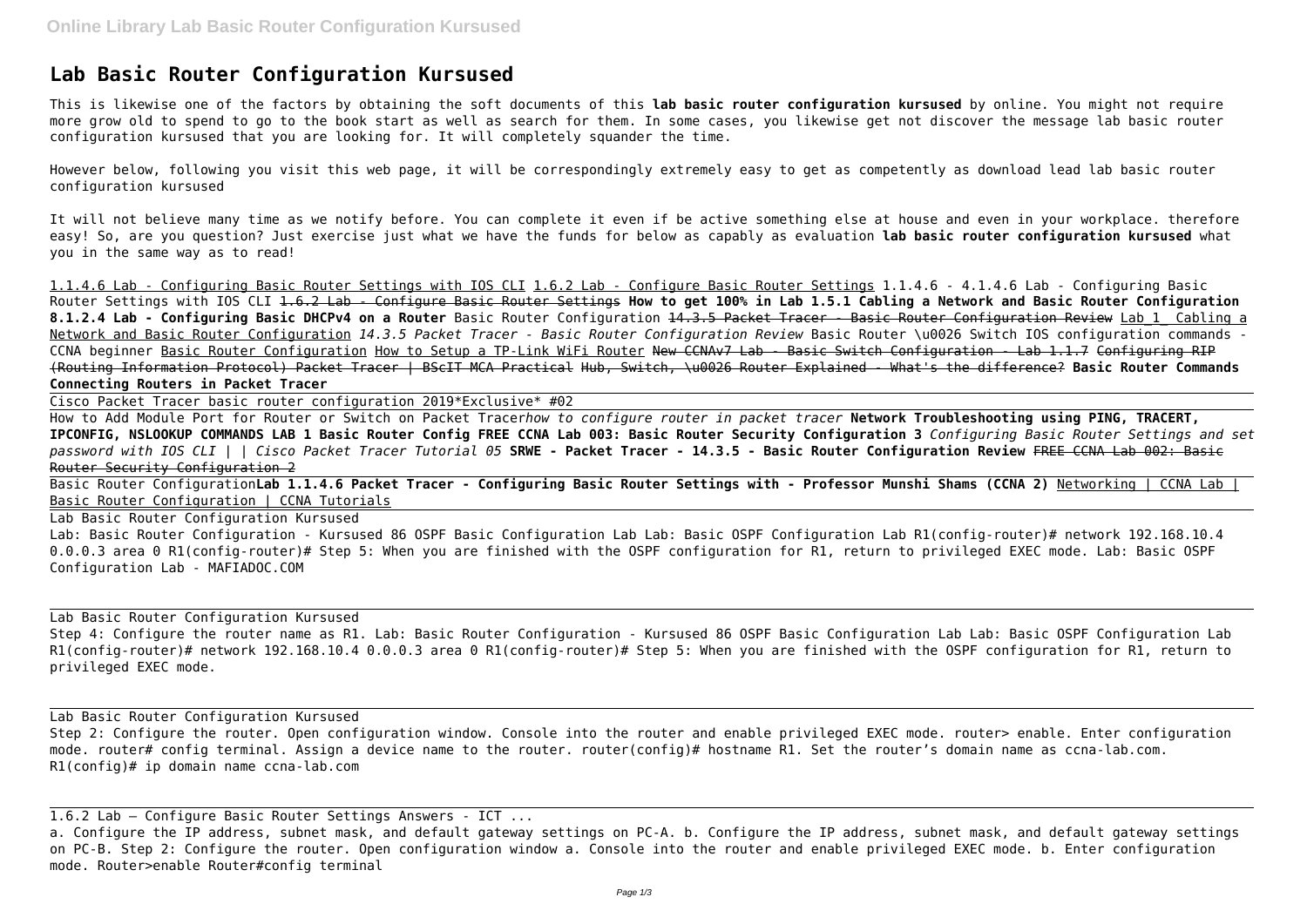# Lab Basic Router Configuration Kursused

This is likewise one of the factors by obtaining the soft documents of this **lab basic router configuration kursused** by online. You might not require more grow old to spend to go to the book start as well as search for them. In some cases, you likewise get not discover the message lab basic router configuration kursused that you are looking for. It will completely squander the time.

However below, following you visit this web page, it will be correspondingly extremely easy to get as competently as download lead lab basic router configuration kursused

It will not believe many time as we notify before. You can complete it even if be active something else at house and even in your workplace. therefore easy! So, are you question? Just exercise just what we have the funds for below as capably as evaluation **lab basic router configuration kursused** what you in the same way as to read!

1.1.4.6 Lab - Configuring Basic Router Settings with IOS CLI 1.6.2 Lab - Configure Basic Router Settings 1.1.4.6 - 4.1.4.6 Lab - Configuring Basic Router Settings with IOS CLI ~~1.6.2 Lab - Configure Basic Router Settings~~ **How to get 100% in Lab 1.5.1 Cabling a Network and Basic Router Configuration 8.1.2.4 Lab - Configuring Basic DHCPv4 on a Router** Basic Router Configuration ~~14.3.5 Packet Tracer - Basic Router Configuration Review~~ Lab 1 Cabling a Network and Basic Router Configuration *14.3.5 Packet Tracer - Basic Router Configuration Review* Basic Router \u0026 Switch IOS configuration commands - CCNA beginner Basic Router Configuration How to Setup a TP-Link WiFi Router ~~New CCNAv7 Lab - Basic Switch Configuration - Lab 1.1.7~~ ~~Configuring RIP (Routing Information Protocol) Packet Tracer | BScIT MCA Practical~~ ~~Hub, Switch, \u0026 Router Explained - What's the difference?~~ **Basic Router Commands Connecting Routers in Packet Tracer**

Cisco Packet Tracer basic router configuration 2019*Exclusive* #02

How to Add Module Port for Router or Switch on Packet Tracer*how to configure router in packet tracer* **Network Troubleshooting using PING, TRACERT, IPCONFIG, NSLOOKUP COMMANDS LAB 1 Basic Router Config FREE CCNA Lab 003: Basic Router Security Configuration 3** *Configuring Basic Router Settings and set password with IOS CLI | | Cisco Packet Tracer Tutorial 05* **SRWE - Packet Tracer - 14.3.5 - Basic Router Configuration Review** ~~FREE CCNA Lab 002: Basic Router Security Configuration 2~~

Basic Router Configuration**Lab 1.1.4.6 Packet Tracer - Configuring Basic Router Settings with - Professor Munshi Shams (CCNA 2)** Networking | CCNA Lab | Basic Router Configuration | CCNA Tutorials

Lab Basic Router Configuration Kursused

Lab: Basic Router Configuration - Kursused 86 OSPF Basic Configuration Lab Lab: Basic OSPF Configuration Lab R1(config-router)# network 192.168.10.4 0.0.0.3 area 0 R1(config-router)# Step 5: When you are finished with the OSPF configuration for R1, return to privileged EXEC mode. Lab: Basic OSPF Configuration Lab - MAFIADOC.COM

Lab Basic Router Configuration Kursused

Step 4: Configure the router name as R1. Lab: Basic Router Configuration - Kursused 86 OSPF Basic Configuration Lab Lab: Basic OSPF Configuration Lab R1(config-router)# network 192.168.10.4 0.0.0.3 area 0 R1(config-router)# Step 5: When you are finished with the OSPF configuration for R1, return to privileged EXEC mode.

Lab Basic Router Configuration Kursused

Step 2: Configure the router. Open configuration window. Console into the router and enable privileged EXEC mode. router> enable. Enter configuration mode. router# config terminal. Assign a device name to the router. router(config)# hostname R1. Set the router's domain name as ccna-lab.com. R1(config)# ip domain name ccna-lab.com

1.6.2 Lab – Configure Basic Router Settings Answers - ICT ...

a. Configure the IP address, subnet mask, and default gateway settings on PC-A. b. Configure the IP address, subnet mask, and default gateway settings on PC-B. Step 2: Configure the router. Open configuration window a. Console into the router and enable privileged EXEC mode. b. Enter configuration mode. Router>enable Router#config terminal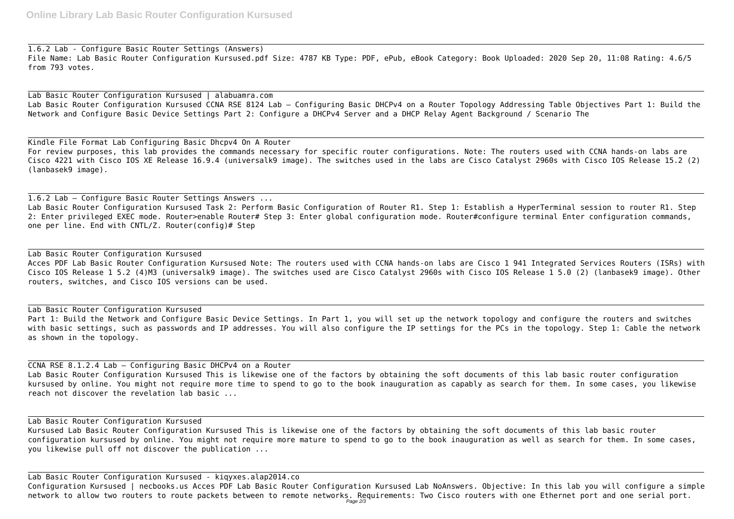1.6.2 Lab - Configure Basic Router Settings (Answers)
File Name: Lab Basic Router Configuration Kursused.pdf Size: 4787 KB Type: PDF, ePub, eBook Category: Book Uploaded: 2020 Sep 20, 11:08 Rating: 4.6/5 from 793 votes.

## Lab Basic Router Configuration Kursused | alabuamra.com

Lab Basic Router Configuration Kursused CCNA RSE 8124 Lab – Configuring Basic DHCPv4 on a Router Topology Addressing Table Objectives Part 1: Build the Network and Configure Basic Device Settings Part 2: Configure a DHCPv4 Server and a DHCP Relay Agent Background / Scenario The

## Kindle File Format Lab Configuring Basic Dhcpv4 On A Router

For review purposes, this lab provides the commands necessary for specific router configurations. Note: The routers used with CCNA hands-on labs are Cisco 4221 with Cisco IOS XE Release 16.9.4 (universalk9 image). The switches used in the labs are Cisco Catalyst 2960s with Cisco IOS Release 15.2 (2) (lanbasek9 image).

## 1.6.2 Lab – Configure Basic Router Settings Answers ...

Lab Basic Router Configuration Kursused Task 2: Perform Basic Configuration of Router R1. Step 1: Establish a HyperTerminal session to router R1. Step 2: Enter privileged EXEC mode. Router>enable Router# Step 3: Enter global configuration mode. Router#configure terminal Enter configuration commands, one per line. End with CNTL/Z. Router(config)# Step

## Lab Basic Router Configuration Kursused

Acces PDF Lab Basic Router Configuration Kursused Note: The routers used with CCNA hands-on labs are Cisco 1 941 Integrated Services Routers (ISRs) with Cisco IOS Release 1 5.2 (4)M3 (universalk9 image). The switches used are Cisco Catalyst 2960s with Cisco IOS Release 1 5.0 (2) (lanbasek9 image). Other routers, switches, and Cisco IOS versions can be used.

## Lab Basic Router Configuration Kursused

Part 1: Build the Network and Configure Basic Device Settings. In Part 1, you will set up the network topology and configure the routers and switches with basic settings, such as passwords and IP addresses. You will also configure the IP settings for the PCs in the topology. Step 1: Cable the network as shown in the topology.

## CCNA RSE 8.1.2.4 Lab – Configuring Basic DHCPv4 on a Router

Lab Basic Router Configuration Kursused This is likewise one of the factors by obtaining the soft documents of this lab basic router configuration kursused by online. You might not require more time to spend to go to the book inauguration as capably as search for them. In some cases, you likewise reach not discover the revelation lab basic ...

## Lab Basic Router Configuration Kursused

Kursused Lab Basic Router Configuration Kursused This is likewise one of the factors by obtaining the soft documents of this lab basic router configuration kursused by online. You might not require more mature to spend to go to the book inauguration as well as search for them. In some cases, you likewise pull off not discover the publication ...

## Lab Basic Router Configuration Kursused - kiqyxes.alap2014.co

Configuration Kursused | necbooks.us Acces PDF Lab Basic Router Configuration Kursused Lab NoAnswers. Objective: In this lab you will configure a simple network to allow two routers to route packets between to remote networks. Requirements: Two Cisco routers with one Ethernet port and one serial port.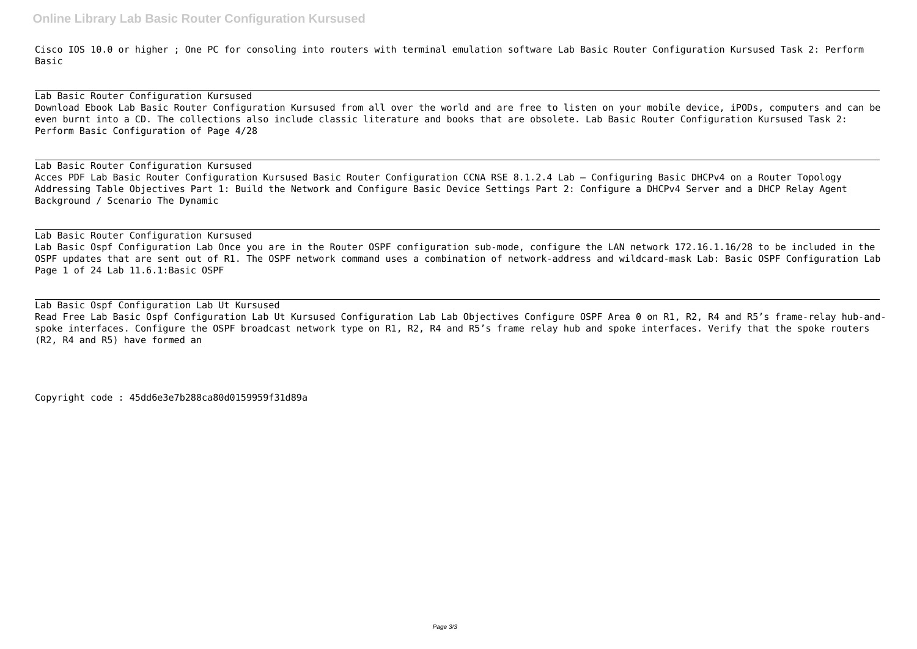Cisco IOS 10.0 or higher ; One PC for consoling into routers with terminal emulation software Lab Basic Router Configuration Kursused Task 2: Perform Basic

---

Lab Basic Router Configuration Kursused

Download Ebook Lab Basic Router Configuration Kursused from all over the world and are free to listen on your mobile device, iPODs, computers and can be even burnt into a CD. The collections also include classic literature and books that are obsolete. Lab Basic Router Configuration Kursused Task 2: Perform Basic Configuration of Page 4/28

---

Lab Basic Router Configuration Kursused

Acces PDF Lab Basic Router Configuration Kursused Basic Router Configuration CCNA RSE 8.1.2.4 Lab – Configuring Basic DHCPv4 on a Router Topology Addressing Table Objectives Part 1: Build the Network and Configure Basic Device Settings Part 2: Configure a DHCPv4 Server and a DHCP Relay Agent Background / Scenario The Dynamic

---

Lab Basic Router Configuration Kursused

Lab Basic Ospf Configuration Lab Once you are in the Router OSPF configuration sub-mode, configure the LAN network 172.16.1.16/28 to be included in the OSPF updates that are sent out of R1. The OSPF network command uses a combination of network-address and wildcard-mask Lab: Basic OSPF Configuration Lab Page 1 of 24 Lab 11.6.1:Basic OSPF

---

Lab Basic Ospf Configuration Lab Ut Kursused

Read Free Lab Basic Ospf Configuration Lab Ut Kursused Configuration Lab Lab Objectives Configure OSPF Area 0 on R1, R2, R4 and R5's frame-relay hub-and-spoke interfaces. Configure the OSPF broadcast network type on R1, R2, R4 and R5's frame relay hub and spoke interfaces. Verify that the spoke routers (R2, R4 and R5) have formed an

Copyright code : 45dd6e3e7b288ca80d0159959f31d89a